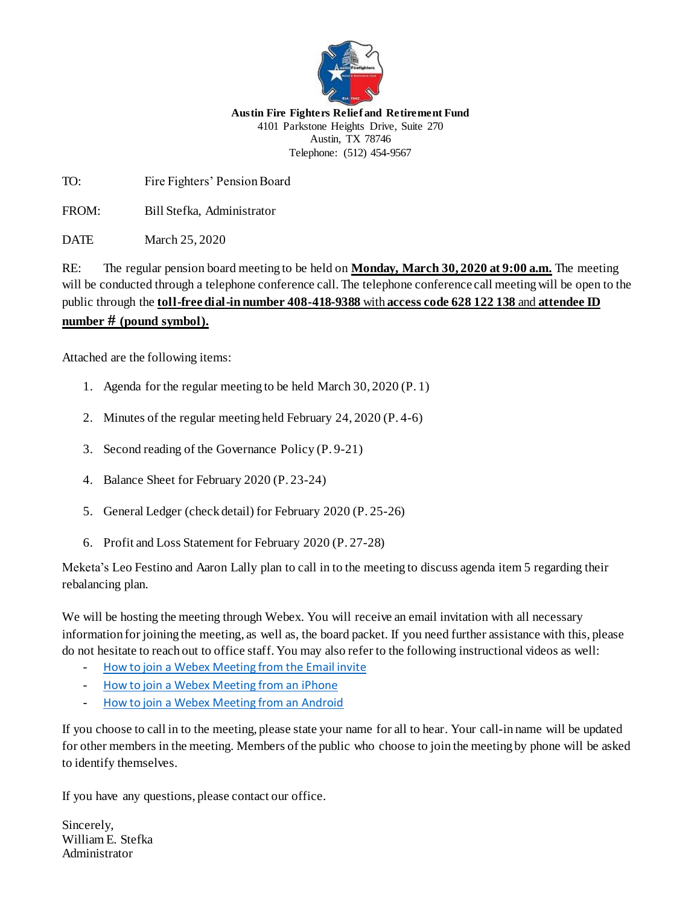**Austin Fire Fighters Relief and Retirement Fund**
4101 Parkstone Heights Drive, Suite 270
Austin, TX 78746
Telephone: (512) 454-9567

TO: Fire Fighters' Pension Board

FROM: Bill Stefka, Administrator

DATE March 25, 2020

RE: The regular pension board meeting to be held on **Monday, March 30, 2020 at 9:00 a.m.** The meeting will be conducted through a telephone conference call. The telephone conference call meeting will be open to the public through the **toll-free dial-in number 408-418-9388** with **access code 628 122 138** and **attendee ID number # (pound symbol).**

Attached are the following items:

1. Agenda for the regular meeting to be held March 30, 2020 (P. 1)
2. Minutes of the regular meeting held February 24, 2020 (P. 4-6)
3. Second reading of the Governance Policy (P. 9-21)
4. Balance Sheet for February 2020 (P. 23-24)
5. General Ledger (check detail) for February 2020 (P. 25-26)
6. Profit and Loss Statement for February 2020 (P. 27-28)

Meketa's Leo Festino and Aaron Lally plan to call in to the meeting to discuss agenda item 5 regarding their rebalancing plan.

We will be hosting the meeting through Webex. You will receive an email invitation with all necessary information for joining the meeting, as well as, the board packet. If you need further assistance with this, please do not hesitate to reach out to office staff. You may also refer to the following instructional videos as well:

- How to join a Webex Meeting from the Email invite
- How to join a Webex Meeting from an iPhone
- How to join a Webex Meeting from an Android

If you choose to call in to the meeting, please state your name for all to hear. Your call-in name will be updated for other members in the meeting. Members of the public who choose to join the meeting by phone will be asked to identify themselves.

If you have any questions, please contact our office.

Sincerely,
William E. Stefka
Administrator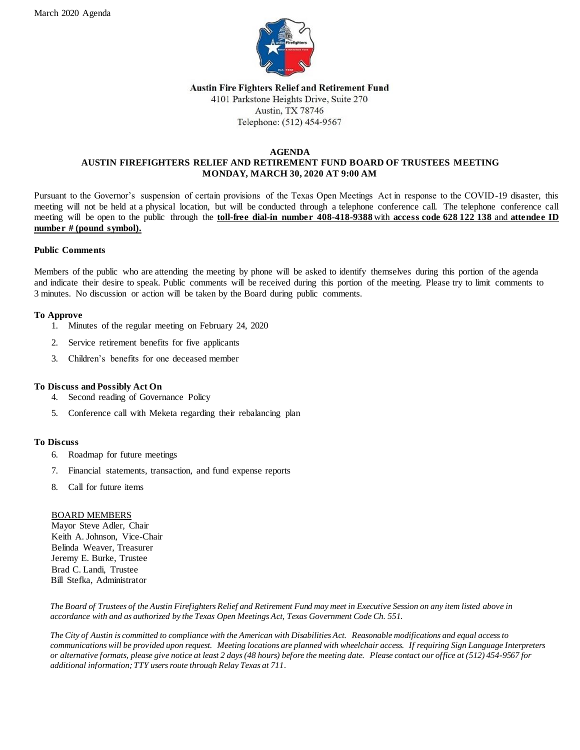March 2020 Agenda

**Austin Fire Fighters Relief and Retirement Fund**
4101 Parkstone Heights Drive, Suite 270
Austin, TX 78746
Telephone: (512) 454-9567

**AGENDA**
**AUSTIN FIREFIGHTERS RELIEF AND RETIREMENT FUND BOARD OF TRUSTEES MEETING**
**MONDAY, MARCH 30, 2020 AT 9:00 AM**

Pursuant to the Governor's suspension of certain provisions of the Texas Open Meetings Act in response to the COVID-19 disaster, this meeting will not be held at a physical location, but will be conducted through a telephone conference call. The telephone conference call meeting will be open to the public through the **toll-free dial-in number 408-418-9388** with **access code 628 122 138** and **attendee ID number # (pound symbol).**

**Public Comments**

Members of the public who are attending the meeting by phone will be asked to identify themselves during this portion of the agenda and indicate their desire to speak. Public comments will be received during this portion of the meeting. Please try to limit comments to 3 minutes. No discussion or action will be taken by the Board during public comments.

**To Approve**

1. Minutes of the regular meeting on February 24, 2020
2. Service retirement benefits for five applicants
3. Children's benefits for one deceased member

**To Discuss and Possibly Act On**

4. Second reading of Governance Policy
5. Conference call with Meketa regarding their rebalancing plan

**To Discuss**

6. Roadmap for future meetings
7. Financial statements, transaction, and fund expense reports
8. Call for future items

BOARD MEMBERS
Mayor Steve Adler, Chair
Keith A. Johnson, Vice-Chair
Belinda Weaver, Treasurer
Jeremy E. Burke, Trustee
Brad C. Landi, Trustee
Bill Stefka, Administrator

*The Board of Trustees of the Austin Firefighters Relief and Retirement Fund may meet in Executive Session on any item listed above in accordance with and as authorized by the Texas Open Meetings Act, Texas Government Code Ch. 551.*

*The City of Austin is committed to compliance with the American with Disabilities Act. Reasonable modifications and equal access to communications will be provided upon request. Meeting locations are planned with wheelchair access. If requiring Sign Language Interpreters or alternative formats, please give notice at least 2 days (48 hours) before the meeting date. Please contact our office at (512) 454-9567 for additional information; TTY users route through Relay Texas at 711.*